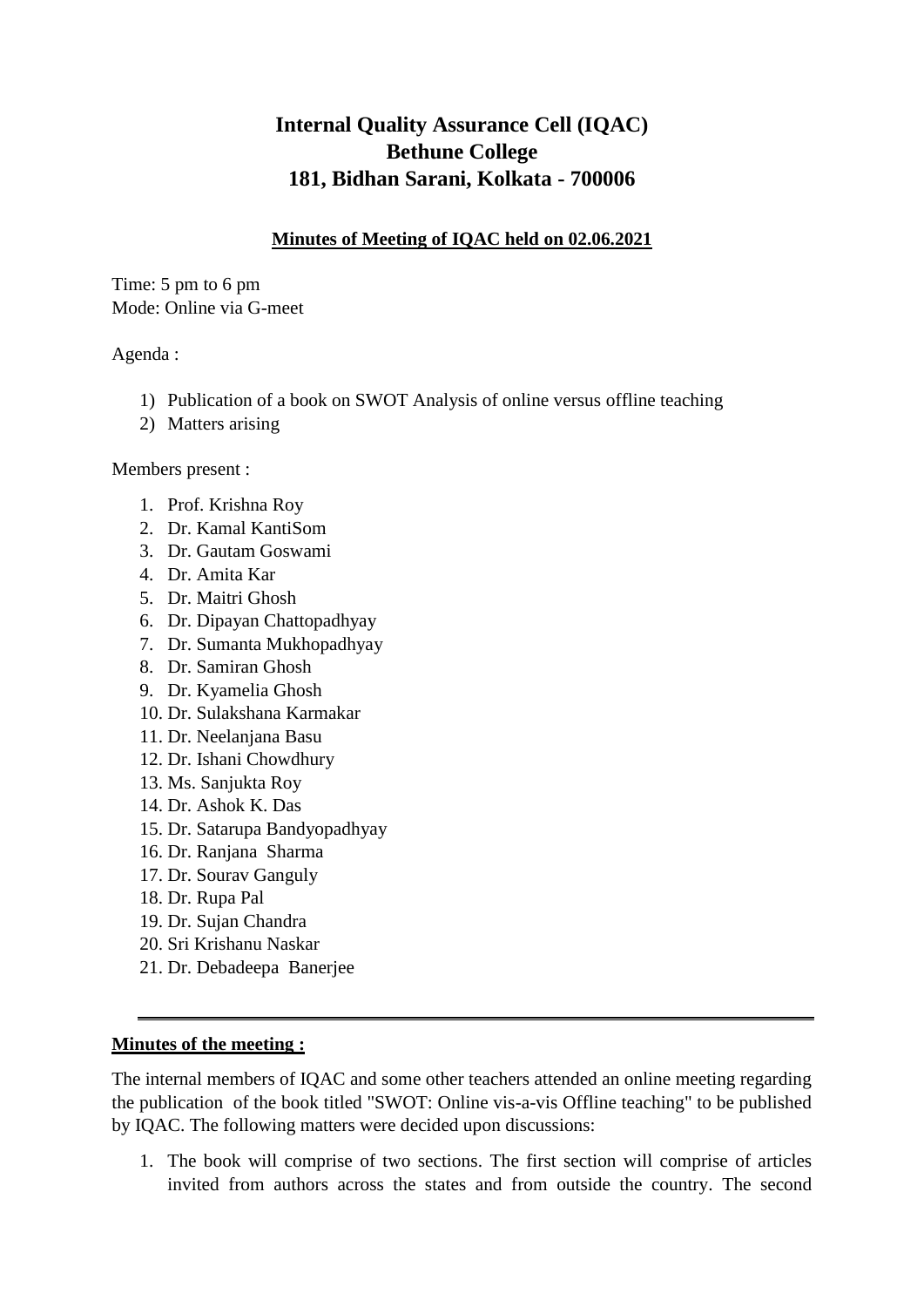# Internal Quality Assurance Cell (IQAC)
# Bethune College
# 181, Bidhan Sarani, Kolkata - 700006

## Minutes of Meeting of IQAC held on 02.06.2021

Time: 5 pm to 6 pm
Mode: Online via G-meet

Agenda :

1) Publication of a book on SWOT Analysis of online versus offline teaching
2) Matters arising

Members present :

1. Prof. Krishna Roy
2. Dr. Kamal KantiSom
3. Dr. Gautam Goswami
4. Dr. Amita Kar
5. Dr. Maitri Ghosh
6. Dr. Dipayan Chattopadhyay
7. Dr. Sumanta Mukhopadhyay
8. Dr. Samiran Ghosh
9. Dr. Kyamelia Ghosh
10. Dr. Sulakshana Karmakar
11. Dr. Neelanjana Basu
12. Dr. Ishani Chowdhury
13. Ms. Sanjukta Roy
14. Dr. Ashok K. Das
15. Dr. Satarupa Bandyopadhyay
16. Dr. Ranjana Sharma
17. Dr. Sourav Ganguly
18. Dr. Rupa Pal
19. Dr. Sujan Chandra
20. Sri Krishanu Naskar
21. Dr. Debadeepa Banerjee

---

**Minutes of the meeting :**

The internal members of IQAC and some other teachers attended an online meeting regarding the publication of the book titled "SWOT: Online vis-a-vis Offline teaching" to be published by IQAC. The following matters were decided upon discussions:

1. The book will comprise of two sections. The first section will comprise of articles invited from authors across the states and from outside the country. The second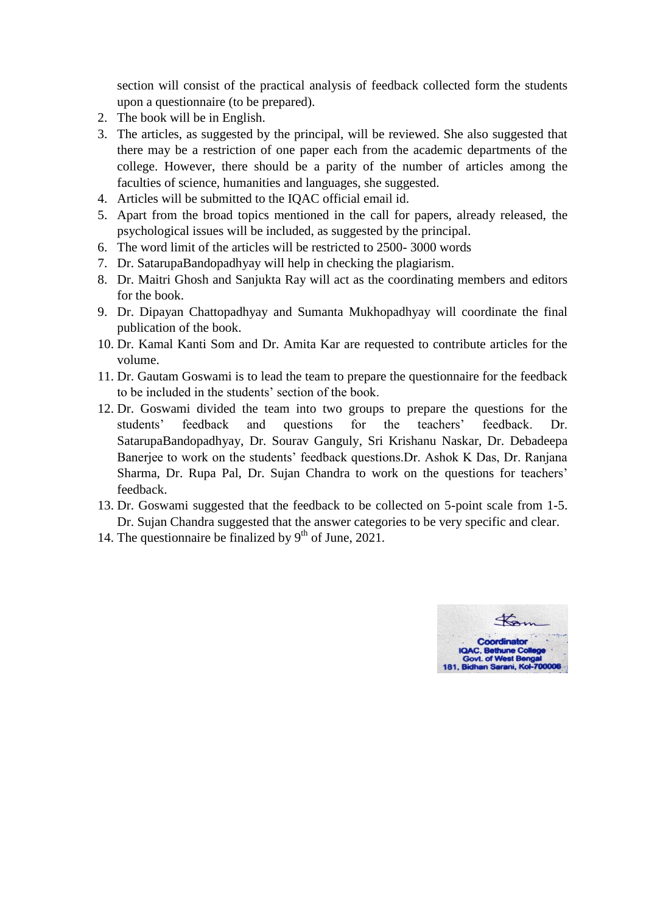section will consist of the practical analysis of feedback collected form the students upon a questionnaire (to be prepared).

2. The book will be in English.
3. The articles, as suggested by the principal, will be reviewed. She also suggested that there may be a restriction of one paper each from the academic departments of the college. However, there should be a parity of the number of articles among the faculties of science, humanities and languages, she suggested.
4. Articles will be submitted to the IQAC official email id.
5. Apart from the broad topics mentioned in the call for papers, already released, the psychological issues will be included, as suggested by the principal.
6. The word limit of the articles will be restricted to 2500- 3000 words
7. Dr. SatarupaBandopadhyay will help in checking the plagiarism.
8. Dr. Maitri Ghosh and Sanjukta Ray will act as the coordinating members and editors for the book.
9. Dr. Dipayan Chattopadhyay and Sumanta Mukhopadhyay will coordinate the final publication of the book.
10. Dr. Kamal Kanti Som and Dr. Amita Kar are requested to contribute articles for the volume.
11. Dr. Gautam Goswami is to lead the team to prepare the questionnaire for the feedback to be included in the students' section of the book.
12. Dr. Goswami divided the team into two groups to prepare the questions for the students' feedback and questions for the teachers' feedback. Dr. SatarupaBandopadhyay, Dr. Sourav Ganguly, Sri Krishanu Naskar, Dr. Debadeepa Banerjee to work on the students' feedback questions.Dr. Ashok K Das, Dr. Ranjana Sharma, Dr. Rupa Pal, Dr. Sujan Chandra to work on the questions for teachers' feedback.
13. Dr. Goswami suggested that the feedback to be collected on 5-point scale from 1-5. Dr. Sujan Chandra suggested that the answer categories to be very specific and clear.
14. The questionnaire be finalized by 9th of June, 2021.

Coordinator
IQAC, Bethune College
Govt. of West Bengal
181, Bidhan Sarani, Kol-700006